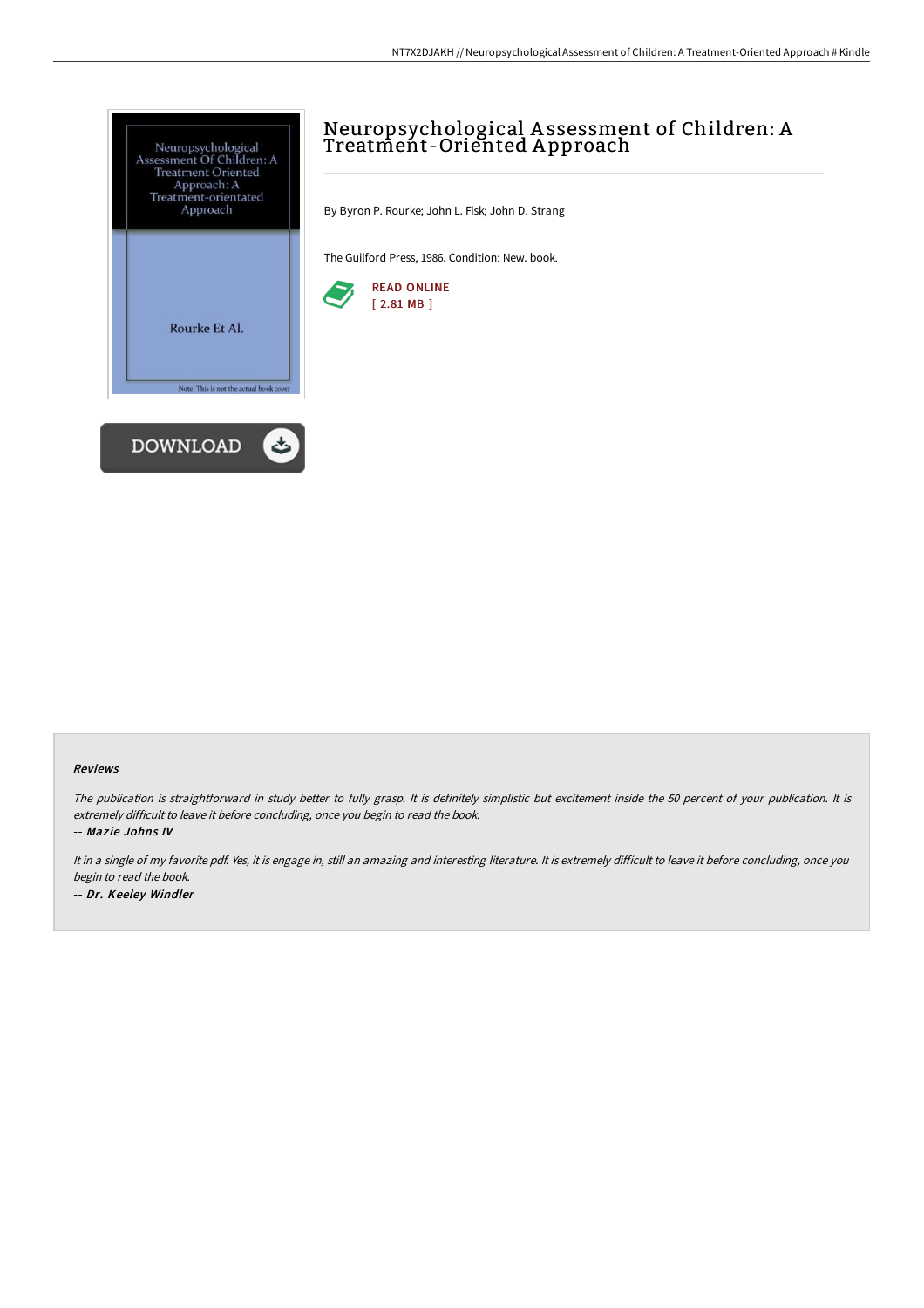# Neuropsychological Assessment of Children: A Treatment-Oriented Approach

By Byron P. Rourke; John L. Fisk; John D. Strang

The Guilford Press, 1986. Condition: New. book.

READ ONLINE
[ 2.81 MB ]

DOWNLOAD

### Reviews

*The publication is straightforward in study better to fully grasp. It is definitely simplistic but excitement inside the 50 percent of your publication. It is extremely difficult to leave it before concluding, once you begin to read the book.*

*-- Mazie Johns IV*

*It in a single of my favorite pdf. Yes, it is engage in, still an amazing and interesting literature. It is extremely difficult to leave it before concluding, once you begin to read the book.*

*-- Dr. Keeley Windler*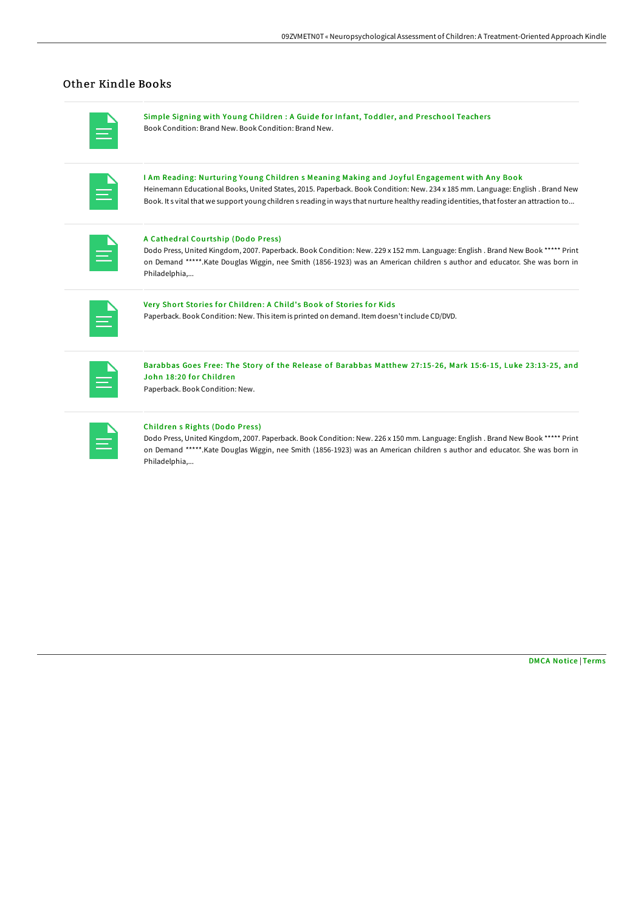## Other Kindle Books

**Simple Signing with Young Children : A Guide for Infant, Toddler, and Preschool Teachers**
Book Condition: Brand New. Book Condition: Brand New.

**I Am Reading: Nurturing Young Children s Meaning Making and Joyful Engagement with Any Book**
Heinemann Educational Books, United States, 2015. Paperback. Book Condition: New. 234 x 185 mm. Language: English . Brand New Book. It s vital that we support young children s reading in ways that nurture healthy reading identities, that foster an attraction to...

**A Cathedral Courtship (Dodo Press)**
Dodo Press, United Kingdom, 2007. Paperback. Book Condition: New. 229 x 152 mm. Language: English . Brand New Book ***** Print on Demand *****.Kate Douglas Wiggin, nee Smith (1856-1923) was an American children s author and educator. She was born in Philadelphia,...

**Very Short Stories for Children: A Child's Book of Stories for Kids**
Paperback. Book Condition: New. This item is printed on demand. Item doesn't include CD/DVD.

**Barabbas Goes Free: The Story of the Release of Barabbas Matthew 27:15-26, Mark 15:6-15, Luke 23:13-25, and John 18:20 for Children**
Paperback. Book Condition: New.

**Children s Rights (Dodo Press)**
Dodo Press, United Kingdom, 2007. Paperback. Book Condition: New. 226 x 150 mm. Language: English . Brand New Book ***** Print on Demand *****.Kate Douglas Wiggin, nee Smith (1856-1923) was an American children s author and educator. She was born in Philadelphia,...